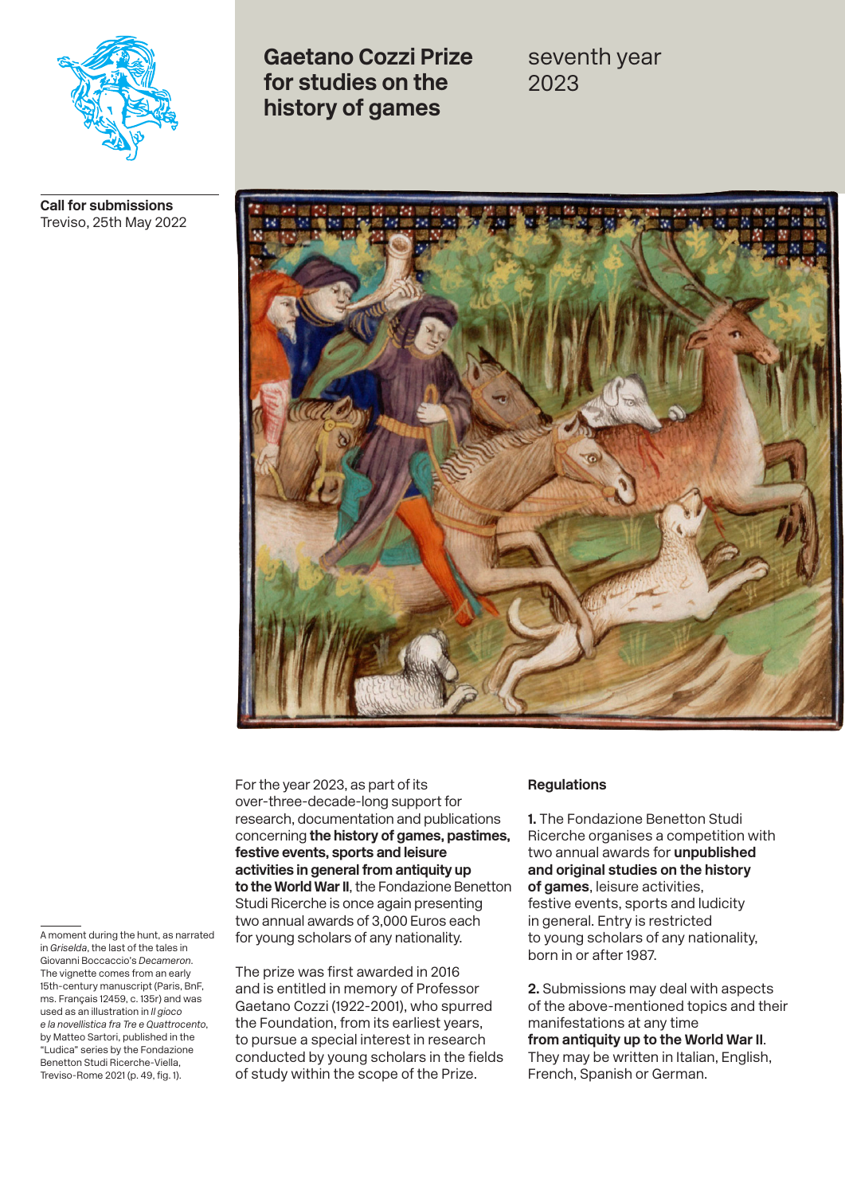# Gaetano Cozzi Prize for studies on the history of games

seventh year
2023

**Call for submissions**
Treviso, 25th May 2022

A moment during the hunt, as narrated in *Griselda*, the last of the tales in Giovanni Boccaccio's *Decameron*. The vignette comes from an early 15th-century manuscript (Paris, BnF, ms. Français 12459, c. 135r) and was used as an illustration in *Il gioco e la novellistica fra Tre e Quattrocento*, by Matteo Sartori, published in the "Ludica" series by the Fondazione Benetton Studi Ricerche-Viella, Treviso-Rome 2021 (p. 49, fig. 1).

For the year 2023, as part of its over-three-decade-long support for research, documentation and publications concerning **the history of games, pastimes, festive events, sports and leisure activities in general from antiquity up to the World War II**, the Fondazione Benetton Studi Ricerche is once again presenting two annual awards of 3,000 Euros each for young scholars of any nationality.

The prize was first awarded in 2016 and is entitled in memory of Professor Gaetano Cozzi (1922-2001), who spurred the Foundation, from its earliest years, to pursue a special interest in research conducted by young scholars in the fields of study within the scope of the Prize.

**Regulations**

**1.** The Fondazione Benetton Studi Ricerche organises a competition with two annual awards for **unpublished and original studies on the history of games**, leisure activities, festive events, sports and ludicity in general. Entry is restricted to young scholars of any nationality, born in or after 1987.

**2.** Submissions may deal with aspects of the above-mentioned topics and their manifestations at any time **from antiquity up to the World War II**. They may be written in Italian, English, French, Spanish or German.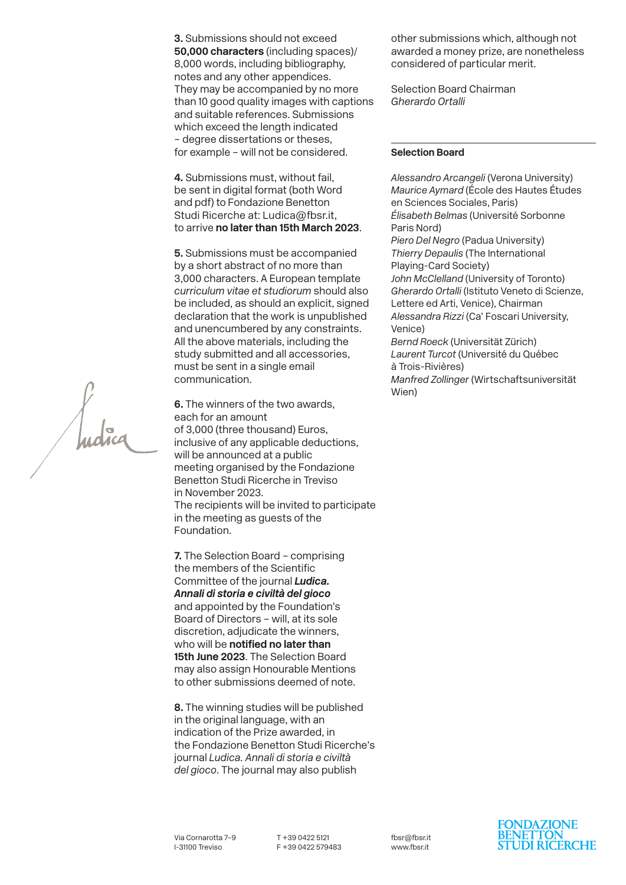**3.** Submissions should not exceed **50,000 characters** (including spaces)/ 8,000 words, including bibliography, notes and any other appendices. They may be accompanied by no more than 10 good quality images with captions and suitable references. Submissions which exceed the length indicated – degree dissertations or theses, for example – will not be considered.

**4.** Submissions must, without fail, be sent in digital format (both Word and pdf) to Fondazione Benetton Studi Ricerche at: Ludica@fbsr.it, to arrive **no later than 15th March 2023**.

**5.** Submissions must be accompanied by a short abstract of no more than 3,000 characters. A European template *curriculum vitae et studiorum* should also be included, as should an explicit, signed declaration that the work is unpublished and unencumbered by any constraints. All the above materials, including the study submitted and all accessories, must be sent in a single email communication.

**6.** The winners of the two awards, each for an amount of 3,000 (three thousand) Euros, inclusive of any applicable deductions, will be announced at a public meeting organised by the Fondazione Benetton Studi Ricerche in Treviso in November 2023. The recipients will be invited to participate in the meeting as guests of the Foundation.

**7.** The Selection Board – comprising the members of the Scientific Committee of the journal ***Ludica. Annali di storia e civiltà del gioco*** and appointed by the Foundation's Board of Directors – will, at its sole discretion, adjudicate the winners, who will be **notified no later than 15th June 2023**. The Selection Board may also assign Honourable Mentions to other submissions deemed of note.

**8.** The winning studies will be published in the original language, with an indication of the Prize awarded, in the Fondazione Benetton Studi Ricerche's journal *Ludica. Annali di storia e civiltà del gioco*. The journal may also publish other submissions which, although not awarded a money prize, are nonetheless considered of particular merit.

Selection Board Chairman
*Gherardo Ortalli*

**Selection Board**

*Alessandro Arcangeli* (Verona University)
*Maurice Aymard* (École des Hautes Études en Sciences Sociales, Paris)
*Élisabeth Belmas* (Université Sorbonne Paris Nord)
*Piero Del Negro* (Padua University)
*Thierry Depaulis* (The International Playing-Card Society)
*John McClelland* (University of Toronto)
*Gherardo Ortalli* (Istituto Veneto di Scienze, Lettere ed Arti, Venice), Chairman
*Alessandra Rizzi* (Ca' Foscari University, Venice)
*Bernd Roeck* (Universität Zürich)
*Laurent Turcot* (Université du Québec à Trois-Rivières)
*Manfred Zollinger* (Wirtschaftsuniversität Wien)

Via Cornarotta 7–9
I-31100 Treviso

T +39 0422 5121
F +39 0422 579483

fbsr@fbsr.it
www.fbsr.it

FONDAZIONE BENETTON STUDI RICERCHE